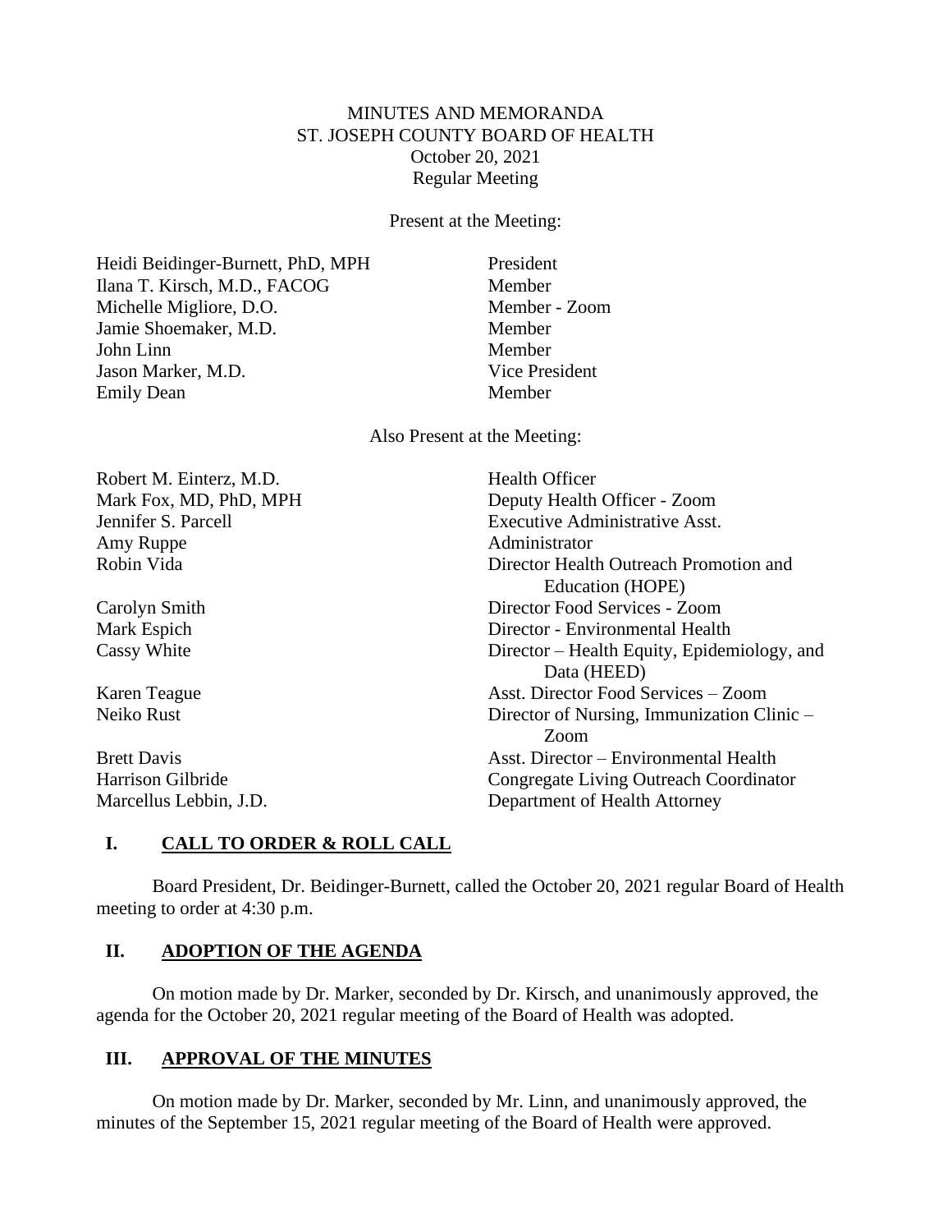MINUTES AND MEMORANDA
ST. JOSEPH COUNTY BOARD OF HEALTH
October 20, 2021
Regular Meeting

Present at the Meeting:

| | |
|---|---|
| Heidi Beidinger-Burnett, PhD, MPH | President |
| Ilana T. Kirsch, M.D., FACOG | Member |
| Michelle Migliore, D.O. | Member - Zoom |
| Jamie Shoemaker, M.D. | Member |
| John Linn | Member |
| Jason Marker, M.D. | Vice President |
| Emily Dean | Member |

Also Present at the Meeting:

| | |
|---|---|
| Robert M. Einterz, M.D. | Health Officer |
| Mark Fox, MD, PhD, MPH | Deputy Health Officer - Zoom |
| Jennifer S. Parcell | Executive Administrative Asst. |
| Amy Ruppe | Administrator |
| Robin Vida | Director Health Outreach Promotion and Education (HOPE) |
| Carolyn Smith | Director Food Services - Zoom |
| Mark Espich | Director - Environmental Health |
| Cassy White | Director – Health Equity, Epidemiology, and Data (HEED) |
| Karen Teague | Asst. Director Food Services – Zoom |
| Neiko Rust | Director of Nursing, Immunization Clinic – Zoom |
| Brett Davis | Asst. Director – Environmental Health |
| Harrison Gilbride | Congregate Living Outreach Coordinator |
| Marcellus Lebbin, J.D. | Department of Health Attorney |

## I. CALL TO ORDER & ROLL CALL

Board President, Dr. Beidinger-Burnett, called the October 20, 2021 regular Board of Health meeting to order at 4:30 p.m.

## II. ADOPTION OF THE AGENDA

On motion made by Dr. Marker, seconded by Dr. Kirsch, and unanimously approved, the agenda for the October 20, 2021 regular meeting of the Board of Health was adopted.

## III. APPROVAL OF THE MINUTES

On motion made by Dr. Marker, seconded by Mr. Linn, and unanimously approved, the minutes of the September 15, 2021 regular meeting of the Board of Health were approved.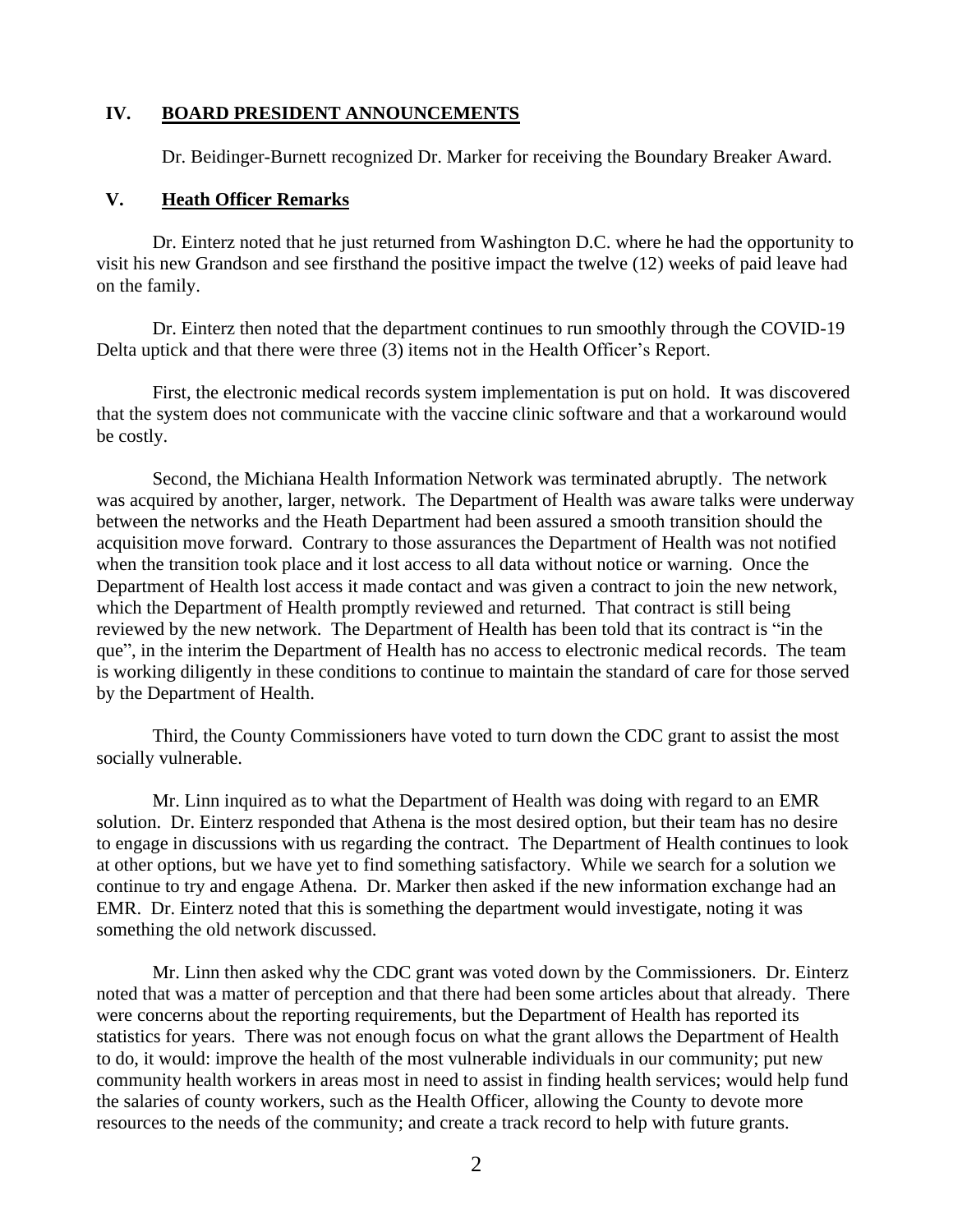## IV. BOARD PRESIDENT ANNOUNCEMENTS

Dr. Beidinger-Burnett recognized Dr. Marker for receiving the Boundary Breaker Award.

## V. Heath Officer Remarks

Dr. Einterz noted that he just returned from Washington D.C. where he had the opportunity to visit his new Grandson and see firsthand the positive impact the twelve (12) weeks of paid leave had on the family.

Dr. Einterz then noted that the department continues to run smoothly through the COVID-19 Delta uptick and that there were three (3) items not in the Health Officer's Report.

First, the electronic medical records system implementation is put on hold. It was discovered that the system does not communicate with the vaccine clinic software and that a workaround would be costly.

Second, the Michiana Health Information Network was terminated abruptly. The network was acquired by another, larger, network. The Department of Health was aware talks were underway between the networks and the Heath Department had been assured a smooth transition should the acquisition move forward. Contrary to those assurances the Department of Health was not notified when the transition took place and it lost access to all data without notice or warning. Once the Department of Health lost access it made contact and was given a contract to join the new network, which the Department of Health promptly reviewed and returned. That contract is still being reviewed by the new network. The Department of Health has been told that its contract is "in the que", in the interim the Department of Health has no access to electronic medical records. The team is working diligently in these conditions to continue to maintain the standard of care for those served by the Department of Health.

Third, the County Commissioners have voted to turn down the CDC grant to assist the most socially vulnerable.

Mr. Linn inquired as to what the Department of Health was doing with regard to an EMR solution. Dr. Einterz responded that Athena is the most desired option, but their team has no desire to engage in discussions with us regarding the contract. The Department of Health continues to look at other options, but we have yet to find something satisfactory. While we search for a solution we continue to try and engage Athena. Dr. Marker then asked if the new information exchange had an EMR. Dr. Einterz noted that this is something the department would investigate, noting it was something the old network discussed.

Mr. Linn then asked why the CDC grant was voted down by the Commissioners. Dr. Einterz noted that was a matter of perception and that there had been some articles about that already. There were concerns about the reporting requirements, but the Department of Health has reported its statistics for years. There was not enough focus on what the grant allows the Department of Health to do, it would: improve the health of the most vulnerable individuals in our community; put new community health workers in areas most in need to assist in finding health services; would help fund the salaries of county workers, such as the Health Officer, allowing the County to devote more resources to the needs of the community; and create a track record to help with future grants.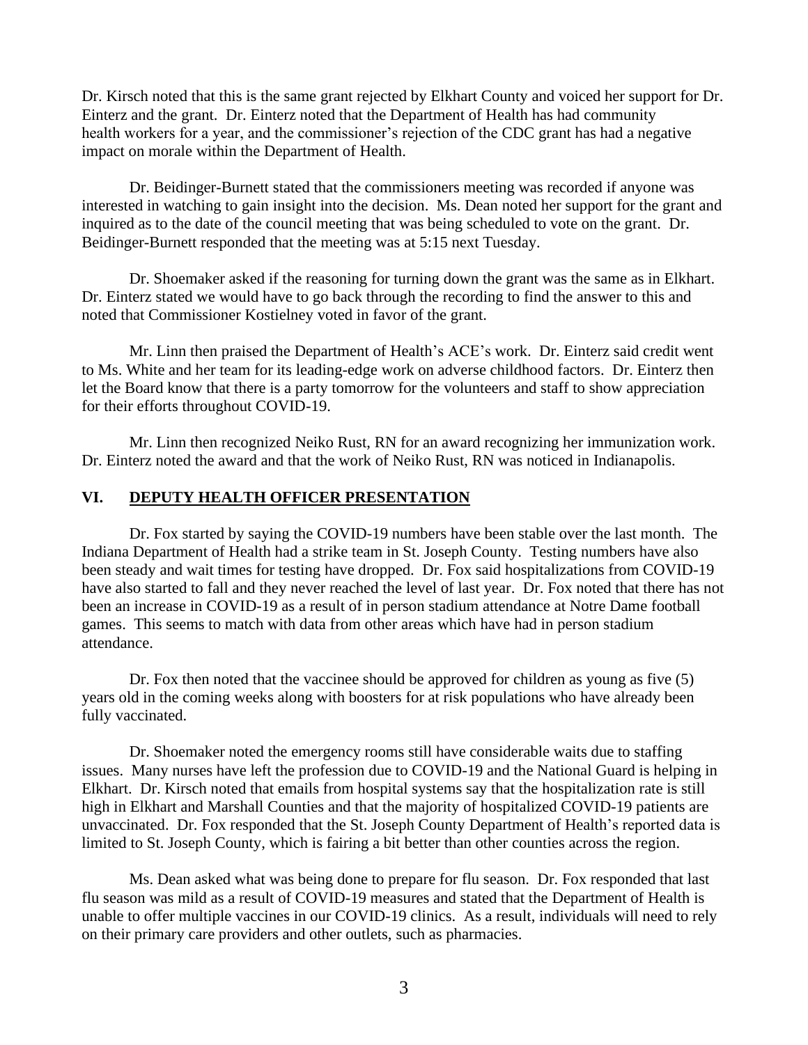Dr. Kirsch noted that this is the same grant rejected by Elkhart County and voiced her support for Dr. Einterz and the grant. Dr. Einterz noted that the Department of Health has had community health workers for a year, and the commissioner's rejection of the CDC grant has had a negative impact on morale within the Department of Health.

Dr. Beidinger-Burnett stated that the commissioners meeting was recorded if anyone was interested in watching to gain insight into the decision. Ms. Dean noted her support for the grant and inquired as to the date of the council meeting that was being scheduled to vote on the grant. Dr. Beidinger-Burnett responded that the meeting was at 5:15 next Tuesday.

Dr. Shoemaker asked if the reasoning for turning down the grant was the same as in Elkhart. Dr. Einterz stated we would have to go back through the recording to find the answer to this and noted that Commissioner Kostielney voted in favor of the grant.

Mr. Linn then praised the Department of Health's ACE's work. Dr. Einterz said credit went to Ms. White and her team for its leading-edge work on adverse childhood factors. Dr. Einterz then let the Board know that there is a party tomorrow for the volunteers and staff to show appreciation for their efforts throughout COVID-19.

Mr. Linn then recognized Neiko Rust, RN for an award recognizing her immunization work. Dr. Einterz noted the award and that the work of Neiko Rust, RN was noticed in Indianapolis.

## VI. DEPUTY HEALTH OFFICER PRESENTATION

Dr. Fox started by saying the COVID-19 numbers have been stable over the last month. The Indiana Department of Health had a strike team in St. Joseph County. Testing numbers have also been steady and wait times for testing have dropped. Dr. Fox said hospitalizations from COVID-19 have also started to fall and they never reached the level of last year. Dr. Fox noted that there has not been an increase in COVID-19 as a result of in person stadium attendance at Notre Dame football games. This seems to match with data from other areas which have had in person stadium attendance.

Dr. Fox then noted that the vaccinee should be approved for children as young as five (5) years old in the coming weeks along with boosters for at risk populations who have already been fully vaccinated.

Dr. Shoemaker noted the emergency rooms still have considerable waits due to staffing issues. Many nurses have left the profession due to COVID-19 and the National Guard is helping in Elkhart. Dr. Kirsch noted that emails from hospital systems say that the hospitalization rate is still high in Elkhart and Marshall Counties and that the majority of hospitalized COVID-19 patients are unvaccinated. Dr. Fox responded that the St. Joseph County Department of Health's reported data is limited to St. Joseph County, which is fairing a bit better than other counties across the region.

Ms. Dean asked what was being done to prepare for flu season. Dr. Fox responded that last flu season was mild as a result of COVID-19 measures and stated that the Department of Health is unable to offer multiple vaccines in our COVID-19 clinics. As a result, individuals will need to rely on their primary care providers and other outlets, such as pharmacies.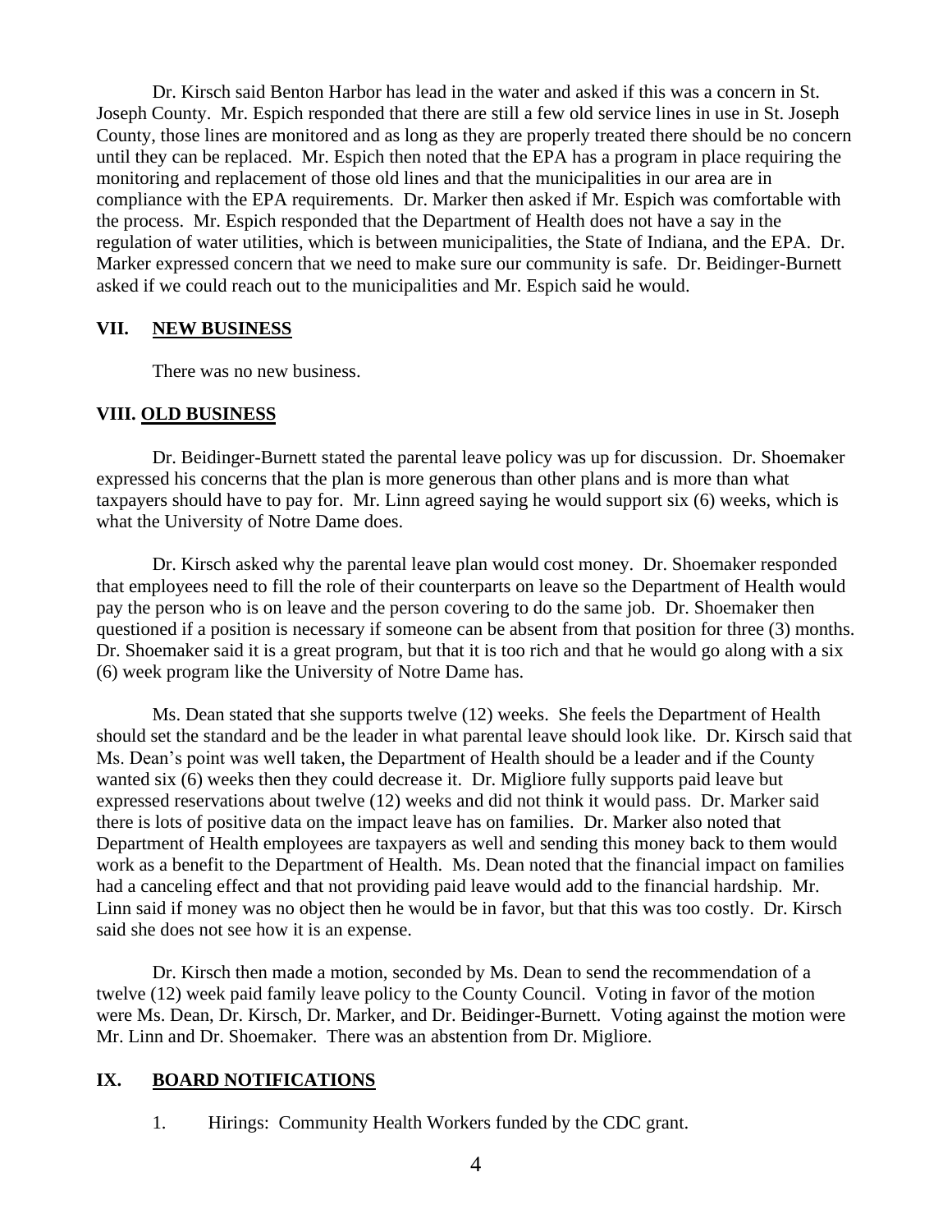Dr. Kirsch said Benton Harbor has lead in the water and asked if this was a concern in St. Joseph County. Mr. Espich responded that there are still a few old service lines in use in St. Joseph County, those lines are monitored and as long as they are properly treated there should be no concern until they can be replaced. Mr. Espich then noted that the EPA has a program in place requiring the monitoring and replacement of those old lines and that the municipalities in our area are in compliance with the EPA requirements. Dr. Marker then asked if Mr. Espich was comfortable with the process. Mr. Espich responded that the Department of Health does not have a say in the regulation of water utilities, which is between municipalities, the State of Indiana, and the EPA. Dr. Marker expressed concern that we need to make sure our community is safe. Dr. Beidinger-Burnett asked if we could reach out to the municipalities and Mr. Espich said he would.

## VII. NEW BUSINESS

There was no new business.

## VIII. OLD BUSINESS

Dr. Beidinger-Burnett stated the parental leave policy was up for discussion. Dr. Shoemaker expressed his concerns that the plan is more generous than other plans and is more than what taxpayers should have to pay for. Mr. Linn agreed saying he would support six (6) weeks, which is what the University of Notre Dame does.

Dr. Kirsch asked why the parental leave plan would cost money. Dr. Shoemaker responded that employees need to fill the role of their counterparts on leave so the Department of Health would pay the person who is on leave and the person covering to do the same job. Dr. Shoemaker then questioned if a position is necessary if someone can be absent from that position for three (3) months. Dr. Shoemaker said it is a great program, but that it is too rich and that he would go along with a six (6) week program like the University of Notre Dame has.

Ms. Dean stated that she supports twelve (12) weeks. She feels the Department of Health should set the standard and be the leader in what parental leave should look like. Dr. Kirsch said that Ms. Dean's point was well taken, the Department of Health should be a leader and if the County wanted six (6) weeks then they could decrease it. Dr. Migliore fully supports paid leave but expressed reservations about twelve (12) weeks and did not think it would pass. Dr. Marker said there is lots of positive data on the impact leave has on families. Dr. Marker also noted that Department of Health employees are taxpayers as well and sending this money back to them would work as a benefit to the Department of Health. Ms. Dean noted that the financial impact on families had a canceling effect and that not providing paid leave would add to the financial hardship. Mr. Linn said if money was no object then he would be in favor, but that this was too costly. Dr. Kirsch said she does not see how it is an expense.

Dr. Kirsch then made a motion, seconded by Ms. Dean to send the recommendation of a twelve (12) week paid family leave policy to the County Council. Voting in favor of the motion were Ms. Dean, Dr. Kirsch, Dr. Marker, and Dr. Beidinger-Burnett. Voting against the motion were Mr. Linn and Dr. Shoemaker. There was an abstention from Dr. Migliore.

## IX. BOARD NOTIFICATIONS

1. Hirings: Community Health Workers funded by the CDC grant.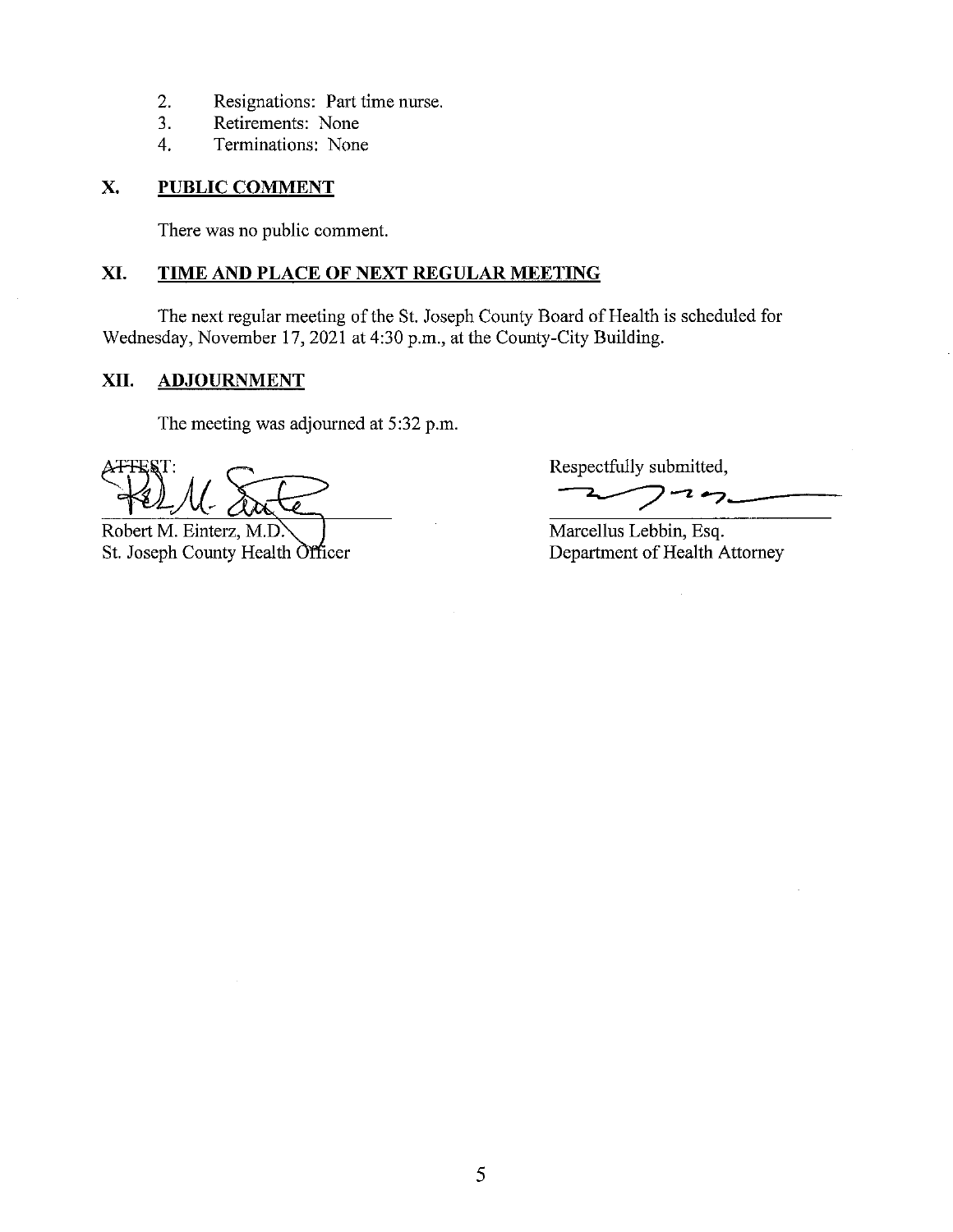2. Resignations: Part time nurse.
3. Retirements: None
4. Terminations: None

## X. PUBLIC COMMENT

There was no public comment.

## XI. TIME AND PLACE OF NEXT REGULAR MEETING

The next regular meeting of the St. Joseph County Board of Health is scheduled for Wednesday, November 17, 2021 at 4:30 p.m., at the County-City Building.

## XII. ADJOURNMENT

The meeting was adjourned at 5:32 p.m.

ATTEST:

Robert M. Einterz, M.D.
St. Joseph County Health Officer

Respectfully submitted,

Marcellus Lebbin, Esq.
Department of Health Attorney